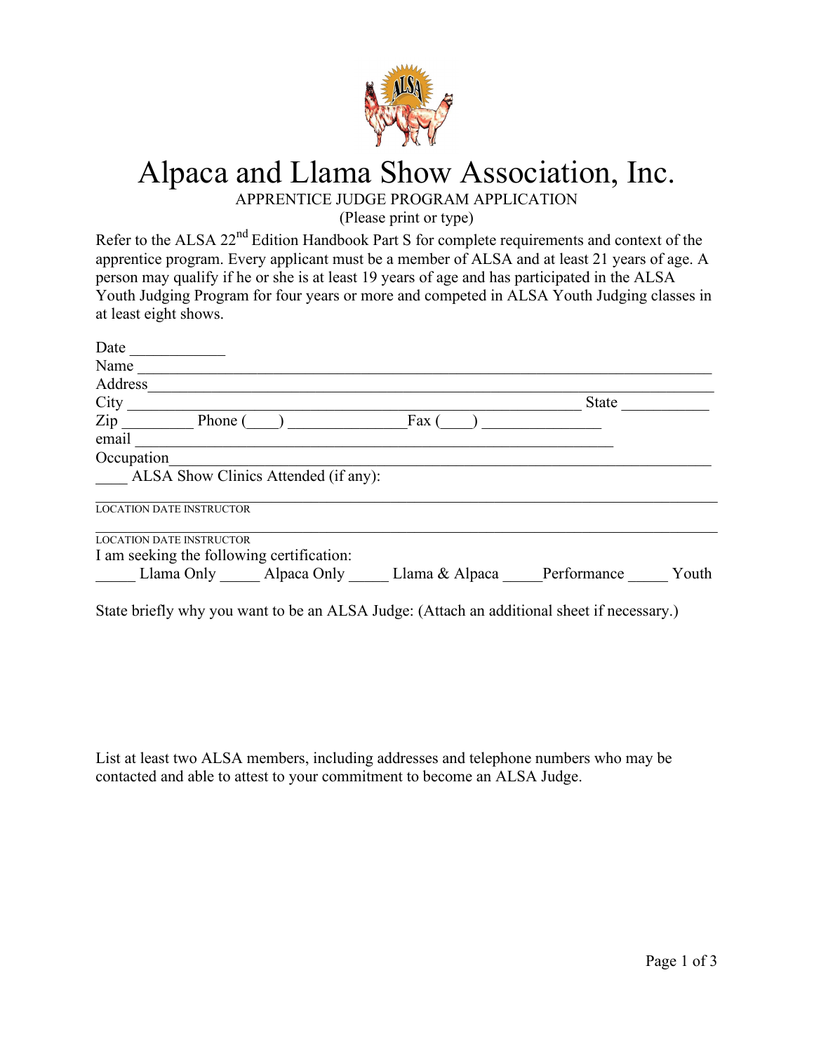# Alpaca and Llama Show Association, Inc.

APPRENTICE JUDGE PROGRAM APPLICATION

(Please print or type)

Refer to the ALSA 22nd Edition Handbook Part S for complete requirements and context of the apprentice program. Every applicant must be a member of ALSA and at least 21 years of age. A person may qualify if he or she is at least 19 years of age and has participated in the ALSA Youth Judging Program for four years or more and competed in ALSA Youth Judging classes in at least eight shows.

Date ____________

Name ___________________________________________________________________________

Address_________________________________________________________________________

City __________________________________________________________ State ___________

Zip _________ Phone (____) ______________Fax (____) _______________

email ______________________________________________________________

Occupation______________________________________________________________________

____ ALSA Show Clinics Attended (if any):

_____________________________________________________________________________________

LOCATION DATE INSTRUCTOR

_____________________________________________________________________________________

LOCATION DATE INSTRUCTOR

I am seeking the following certification:

_____ Llama Only _____ Alpaca Only _____ Llama & Alpaca _____Performance _____ Youth

State briefly why you want to be an ALSA Judge: (Attach an additional sheet if necessary.)

List at least two ALSA members, including addresses and telephone numbers who may be contacted and able to attest to your commitment to become an ALSA Judge.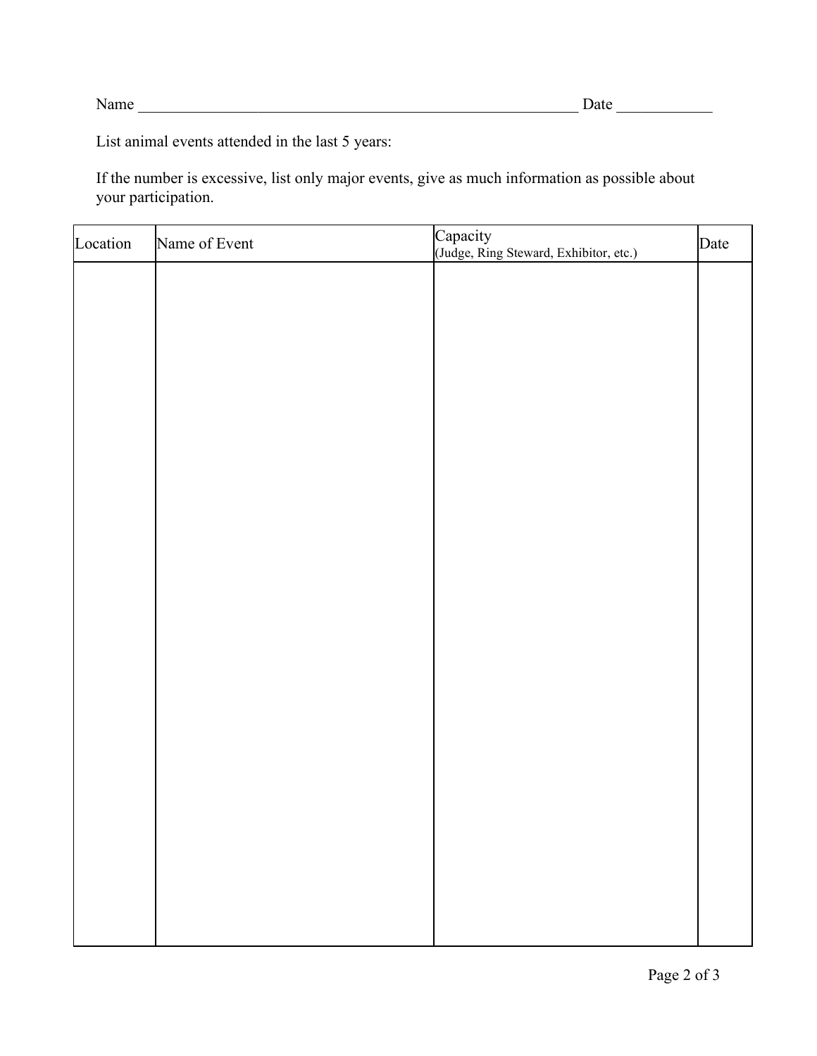Name ____________________________________________________________ Date ____________

List animal events attended in the last 5 years:

If the number is excessive, list only major events, give as much information as possible about your participation.

| Location | Name of Event | Capacity (Judge, Ring Steward, Exhibitor, etc.) | Date |
|---|---|---|---|
| | | | |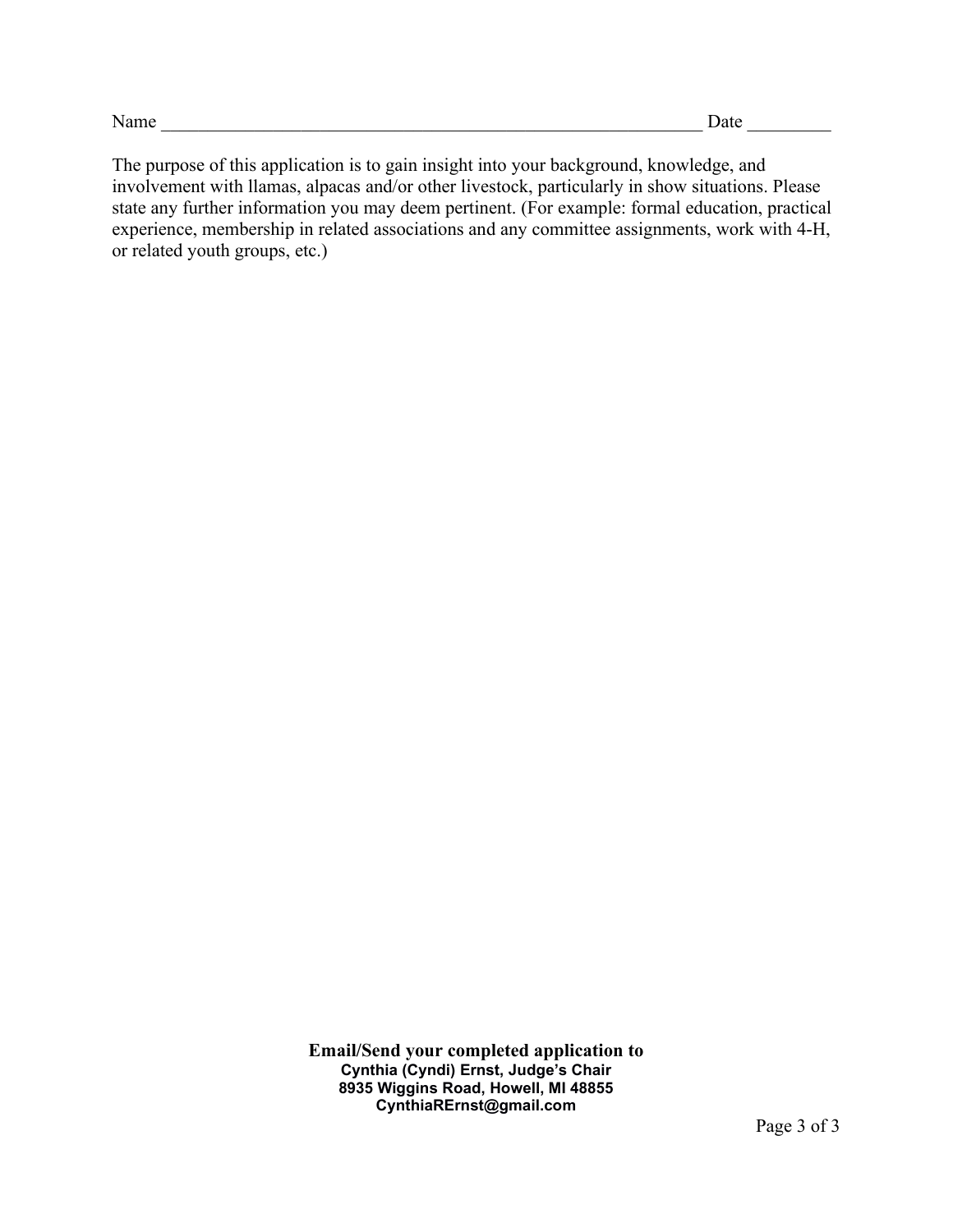Name ____________________________________________________________ Date _________

The purpose of this application is to gain insight into your background, knowledge, and involvement with llamas, alpacas and/or other livestock, particularly in show situations. Please state any further information you may deem pertinent. (For example: formal education, practical experience, membership in related associations and any committee assignments, work with 4-H, or related youth groups, etc.)

**Email/Send your completed application to**
**Cynthia (Cyndi) Ernst, Judge's Chair**
**8935 Wiggins Road, Howell, MI 48855**
**CynthiaRErnst@gmail.com**